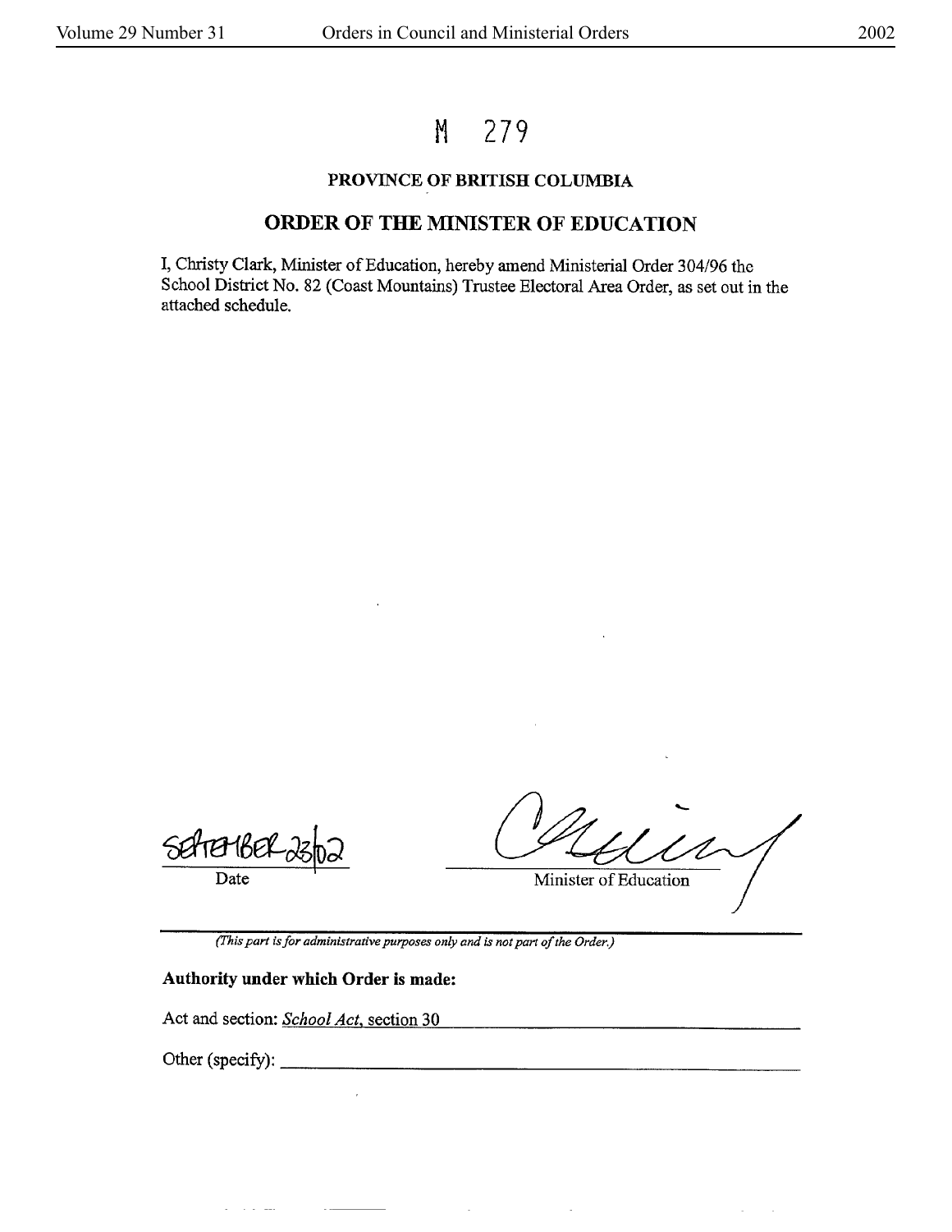# M 279

## PROVINCE OF BRITISH COLUMBIA

## ORDER OF THE MINISTER OF EDUCATION

I, Christy Clark, Minister of Education, hereby amend Ministerial Order 304/96 the School District No. 82 (Coast Mountains) Trustee Electoral Area Order, as set out in the attached schedule.

September 23/02
Date

Minister of Education

*(This part is for administrative purposes only and is not part of the Order.)*

**Authority under which Order is made:**

Act and section: *School Act*, section 30

Other (specify):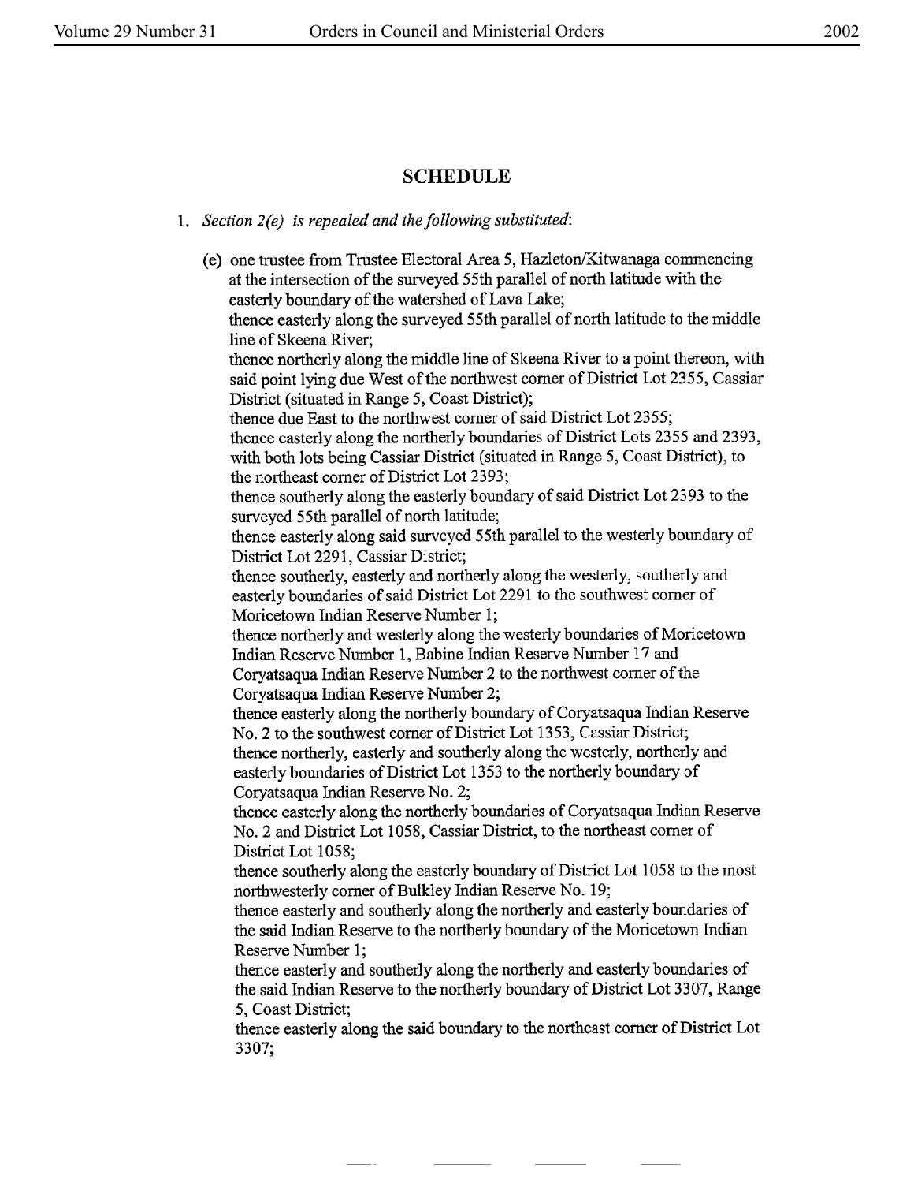## SCHEDULE

1. *Section 2(e) is repealed and the following substituted:*

   (e) one trustee from Trustee Electoral Area 5, Hazleton/Kitwanaga commencing at the intersection of the surveyed 55th parallel of north latitude with the easterly boundary of the watershed of Lava Lake;
   thence easterly along the surveyed 55th parallel of north latitude to the middle line of Skeena River;
   thence northerly along the middle line of Skeena River to a point thereon, with said point lying due West of the northwest corner of District Lot 2355, Cassiar District (situated in Range 5, Coast District);
   thence due East to the northwest corner of said District Lot 2355;
   thence easterly along the northerly boundaries of District Lots 2355 and 2393, with both lots being Cassiar District (situated in Range 5, Coast District), to the northeast corner of District Lot 2393;
   thence southerly along the easterly boundary of said District Lot 2393 to the surveyed 55th parallel of north latitude;
   thence easterly along said surveyed 55th parallel to the westerly boundary of District Lot 2291, Cassiar District;
   thence southerly, easterly and northerly along the westerly, southerly and easterly boundaries of said District Lot 2291 to the southwest corner of Moricetown Indian Reserve Number 1;
   thence northerly and westerly along the westerly boundaries of Moricetown Indian Reserve Number 1, Babine Indian Reserve Number 17 and Coryatsaqua Indian Reserve Number 2 to the northwest corner of the Coryatsaqua Indian Reserve Number 2;
   thence easterly along the northerly boundary of Coryatsaqua Indian Reserve No. 2 to the southwest corner of District Lot 1353, Cassiar District;
   thence northerly, easterly and southerly along the westerly, northerly and easterly boundaries of District Lot 1353 to the northerly boundary of Coryatsaqua Indian Reserve No. 2;
   thence easterly along the northerly boundaries of Coryatsaqua Indian Reserve No. 2 and District Lot 1058, Cassiar District, to the northeast corner of District Lot 1058;
   thence southerly along the easterly boundary of District Lot 1058 to the most northwesterly corner of Bulkley Indian Reserve No. 19;
   thence easterly and southerly along the northerly and easterly boundaries of the said Indian Reserve to the northerly boundary of the Moricetown Indian Reserve Number 1;
   thence easterly and southerly along the northerly and easterly boundaries of the said Indian Reserve to the northerly boundary of District Lot 3307, Range 5, Coast District;
   thence easterly along the said boundary to the northeast corner of District Lot 3307;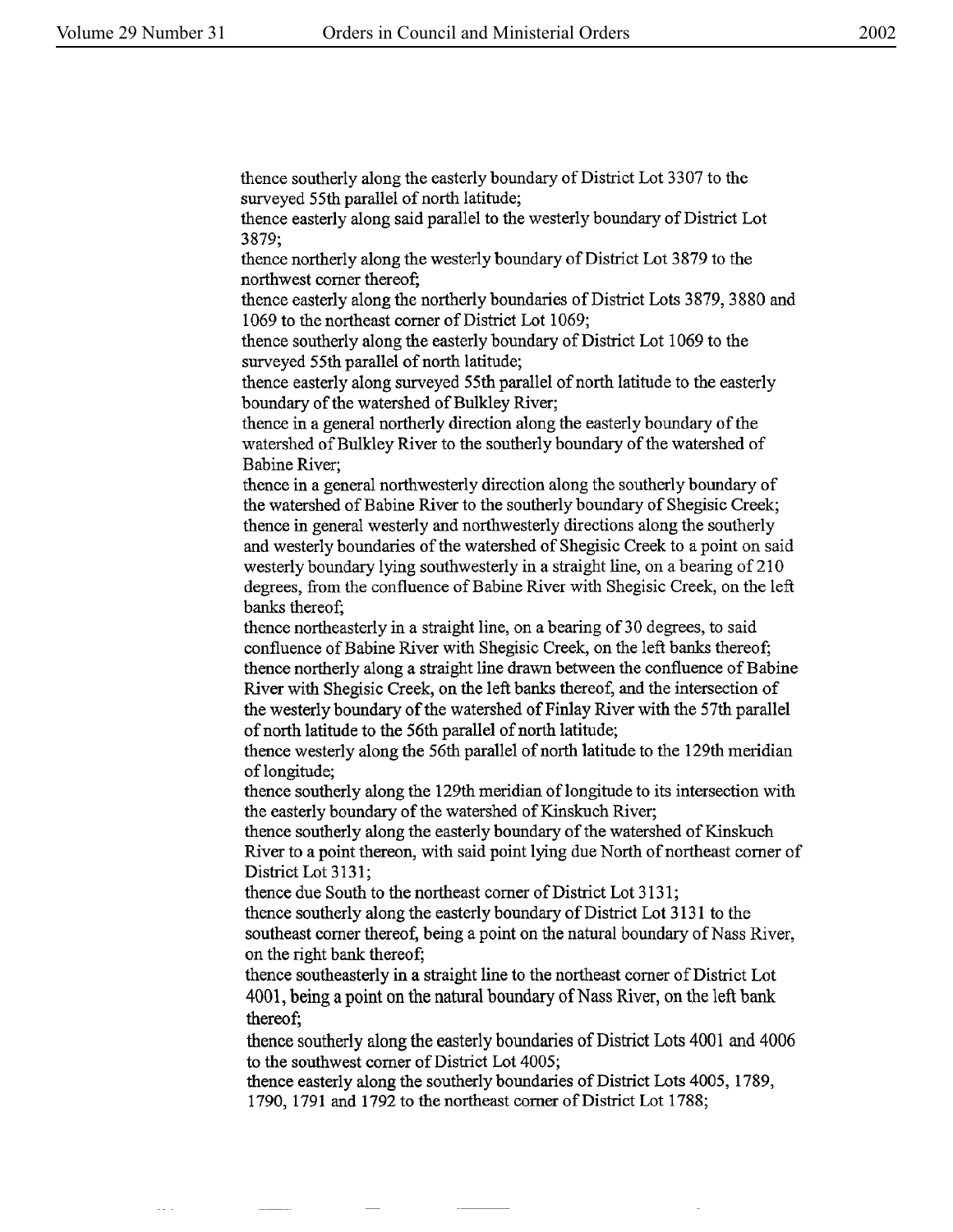thence southerly along the easterly boundary of District Lot 3307 to the surveyed 55th parallel of north latitude;

thence easterly along said parallel to the westerly boundary of District Lot 3879;

thence northerly along the westerly boundary of District Lot 3879 to the northwest corner thereof;

thence easterly along the northerly boundaries of District Lots 3879, 3880 and 1069 to the northeast corner of District Lot 1069;

thence southerly along the easterly boundary of District Lot 1069 to the surveyed 55th parallel of north latitude;

thence easterly along surveyed 55th parallel of north latitude to the easterly boundary of the watershed of Bulkley River;

thence in a general northerly direction along the easterly boundary of the watershed of Bulkley River to the southerly boundary of the watershed of Babine River;

thence in a general northwesterly direction along the southerly boundary of the watershed of Babine River to the southerly boundary of Shegisic Creek;

thence in general westerly and northwesterly directions along the southerly and westerly boundaries of the watershed of Shegisic Creek to a point on said westerly boundary lying southwesterly in a straight line, on a bearing of 210 degrees, from the confluence of Babine River with Shegisic Creek, on the left banks thereof;

thence northeasterly in a straight line, on a bearing of 30 degrees, to said confluence of Babine River with Shegisic Creek, on the left banks thereof;

thence northerly along a straight line drawn between the confluence of Babine River with Shegisic Creek, on the left banks thereof, and the intersection of the westerly boundary of the watershed of Finlay River with the 57th parallel of north latitude to the 56th parallel of north latitude;

thence westerly along the 56th parallel of north latitude to the 129th meridian of longitude;

thence southerly along the 129th meridian of longitude to its intersection with the easterly boundary of the watershed of Kinskuch River;

thence southerly along the easterly boundary of the watershed of Kinskuch River to a point thereon, with said point lying due North of northeast corner of District Lot 3131;

thence due South to the northeast corner of District Lot 3131;

thence southerly along the easterly boundary of District Lot 3131 to the southeast corner thereof, being a point on the natural boundary of Nass River, on the right bank thereof;

thence southeasterly in a straight line to the northeast corner of District Lot 4001, being a point on the natural boundary of Nass River, on the left bank thereof;

thence southerly along the easterly boundaries of District Lots 4001 and 4006 to the southwest corner of District Lot 4005;

thence easterly along the southerly boundaries of District Lots 4005, 1789, 1790, 1791 and 1792 to the northeast corner of District Lot 1788;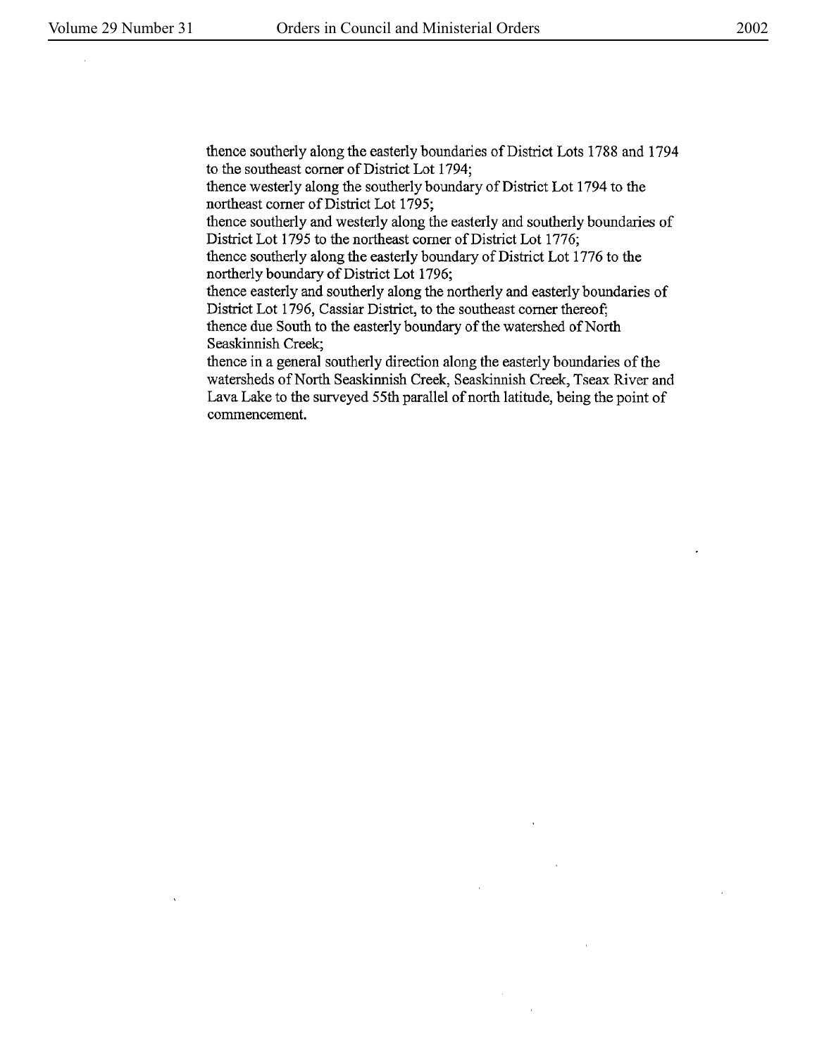thence southerly along the easterly boundaries of District Lots 1788 and 1794 to the southeast corner of District Lot 1794;

thence westerly along the southerly boundary of District Lot 1794 to the northeast corner of District Lot 1795;

thence southerly and westerly along the easterly and southerly boundaries of District Lot 1795 to the northeast corner of District Lot 1776;

thence southerly along the easterly boundary of District Lot 1776 to the northerly boundary of District Lot 1796;

thence easterly and southerly along the northerly and easterly boundaries of District Lot 1796, Cassiar District, to the southeast corner thereof;

thence due South to the easterly boundary of the watershed of North Seaskinnish Creek;

thence in a general southerly direction along the easterly boundaries of the watersheds of North Seaskinnish Creek, Seaskinnish Creek, Tseax River and Lava Lake to the surveyed 55th parallel of north latitude, being the point of commencement.